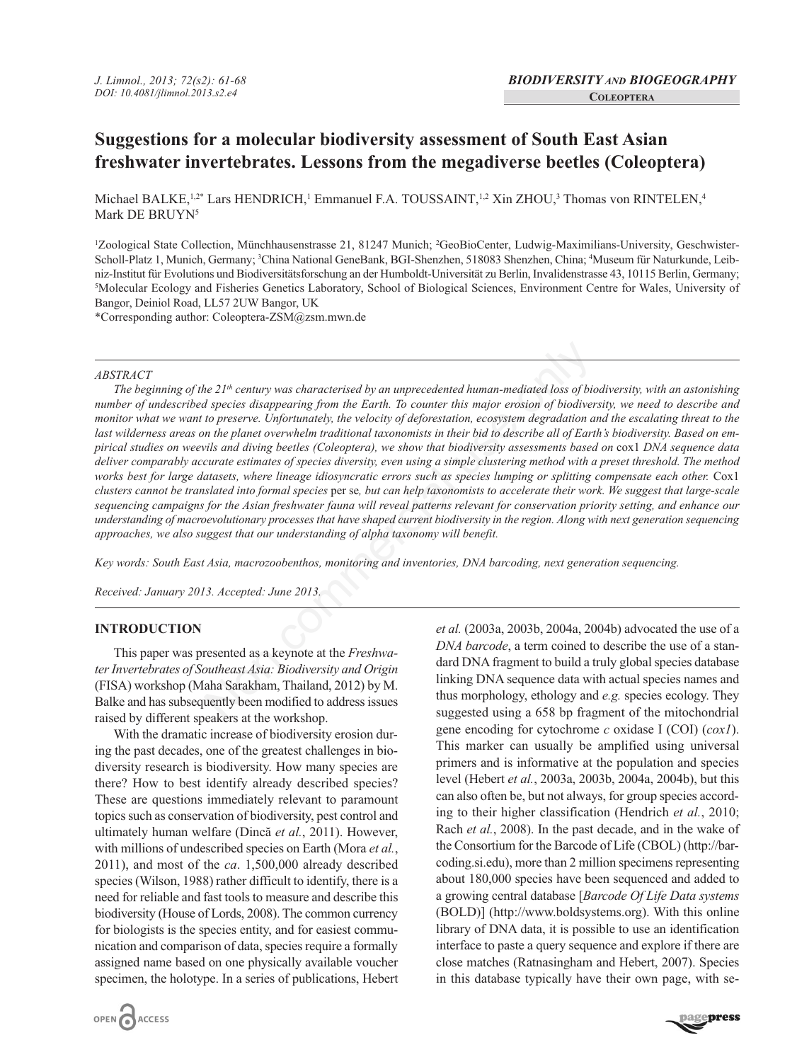**BIODIVERSITY AND BIOGEOGRAPHY**
**COLEOPTERA**

# Suggestions for a molecular biodiversity assessment of South East Asian freshwater invertebrates. Lessons from the megadiverse beetles (Coleoptera)

Michael BALKE,[1,2*] Lars HENDRICH,[1] Emmanuel F.A. TOUSSAINT,[1,2] Xin ZHOU,[3] Thomas von RINTELEN,[4] Mark DE BRUYN[5]

[1]Zoological State Collection, Münchhausenstrasse 21, 81247 Munich; [2]GeoBioCenter, Ludwig-Maximilians-University, Geschwister-Scholl-Platz 1, Munich, Germany; [3]China National GeneBank, BGI-Shenzhen, 518083 Shenzhen, China; [4]Museum für Naturkunde, Leibniz-Institut für Evolutions und Biodiversitätsforschung an der Humboldt-Universität zu Berlin, Invalidenstrasse 43, 10115 Berlin, Germany; [5]Molecular Ecology and Fisheries Genetics Laboratory, School of Biological Sciences, Environment Centre for Wales, University of Bangor, Deiniol Road, LL57 2UW Bangor, UK

*Corresponding author: Coleoptera-ZSM@zsm.mwn.de

*ABSTRACT*

*The beginning of the 21th century was characterised by an unprecedented human-mediated loss of biodiversity, with an astonishing number of undescribed species disappearing from the Earth. To counter this major erosion of biodiversity, we need to describe and monitor what we want to preserve. Unfortunately, the velocity of deforestation, ecosystem degradation and the escalating threat to the last wilderness areas on the planet overwhelm traditional taxonomists in their bid to describe all of Earth's biodiversity. Based on empirical studies on weevils and diving beetles (Coleoptera), we show that biodiversity assessments based on* cox1 *DNA sequence data deliver comparably accurate estimates of species diversity, even using a simple clustering method with a preset threshold. The method works best for large datasets, where lineage idiosyncratic errors such as species lumping or splitting compensate each other.* Cox1 *clusters cannot be translated into formal species* per se*, but can help taxonomists to accelerate their work. We suggest that large-scale sequencing campaigns for the Asian freshwater fauna will reveal patterns relevant for conservation priority setting, and enhance our understanding of macroevolutionary processes that have shaped current biodiversity in the region. Along with next generation sequencing approaches, we also suggest that our understanding of alpha taxonomy will benefit.*

*Key words: South East Asia, macrozoobenthos, monitoring and inventories, DNA barcoding, next generation sequencing.*

*Received: January 2013. Accepted: June 2013.*

## INTRODUCTION

This paper was presented as a keynote at the *Freshwater Invertebrates of Southeast Asia: Biodiversity and Origin* (FISA) workshop (Maha Sarakham, Thailand, 2012) by M. Balke and has subsequently been modified to address issues raised by different speakers at the workshop.

With the dramatic increase of biodiversity erosion during the past decades, one of the greatest challenges in biodiversity research is biodiversity. How many species are there? How to best identify already described species? These are questions immediately relevant to paramount topics such as conservation of biodiversity, pest control and ultimately human welfare (Dincă *et al.*, 2011). However, with millions of undescribed species on Earth (Mora *et al.*, 2011), and most of the *ca*. 1,500,000 already described species (Wilson, 1988) rather difficult to identify, there is a need for reliable and fast tools to measure and describe this biodiversity (House of Lords, 2008). The common currency for biologists is the species entity, and for easiest communication and comparison of data, species require a formally assigned name based on one physically available voucher specimen, the holotype. In a series of publications, Hebert *et al.* (2003a, 2003b, 2004a, 2004b) advocated the use of a *DNA barcode*, a term coined to describe the use of a standard DNA fragment to build a truly global species database linking DNA sequence data with actual species names and thus morphology, ethology and *e.g.* species ecology. They suggested using a 658 bp fragment of the mitochondrial gene encoding for cytochrome *c* oxidase I (COI) (*cox1*). This marker can usually be amplified using universal primers and is informative at the population and species level (Hebert *et al.*, 2003a, 2003b, 2004a, 2004b), but this can also often be, but not always, for group species according to their higher classification (Hendrich *et al.*, 2010; Rach *et al.*, 2008). In the past decade, and in the wake of the Consortium for the Barcode of Life (CBOL) (http://barcoding.si.edu), more than 2 million specimens representing about 180,000 species have been sequenced and added to a growing central database [*Barcode Of Life Data systems* (BOLD)] (http://www.boldsystems.org). With this online library of DNA data, it is possible to use an identification interface to paste a query sequence and explore if there are close matches (Ratnasingham and Hebert, 2007). Species in this database typically have their own page, with se-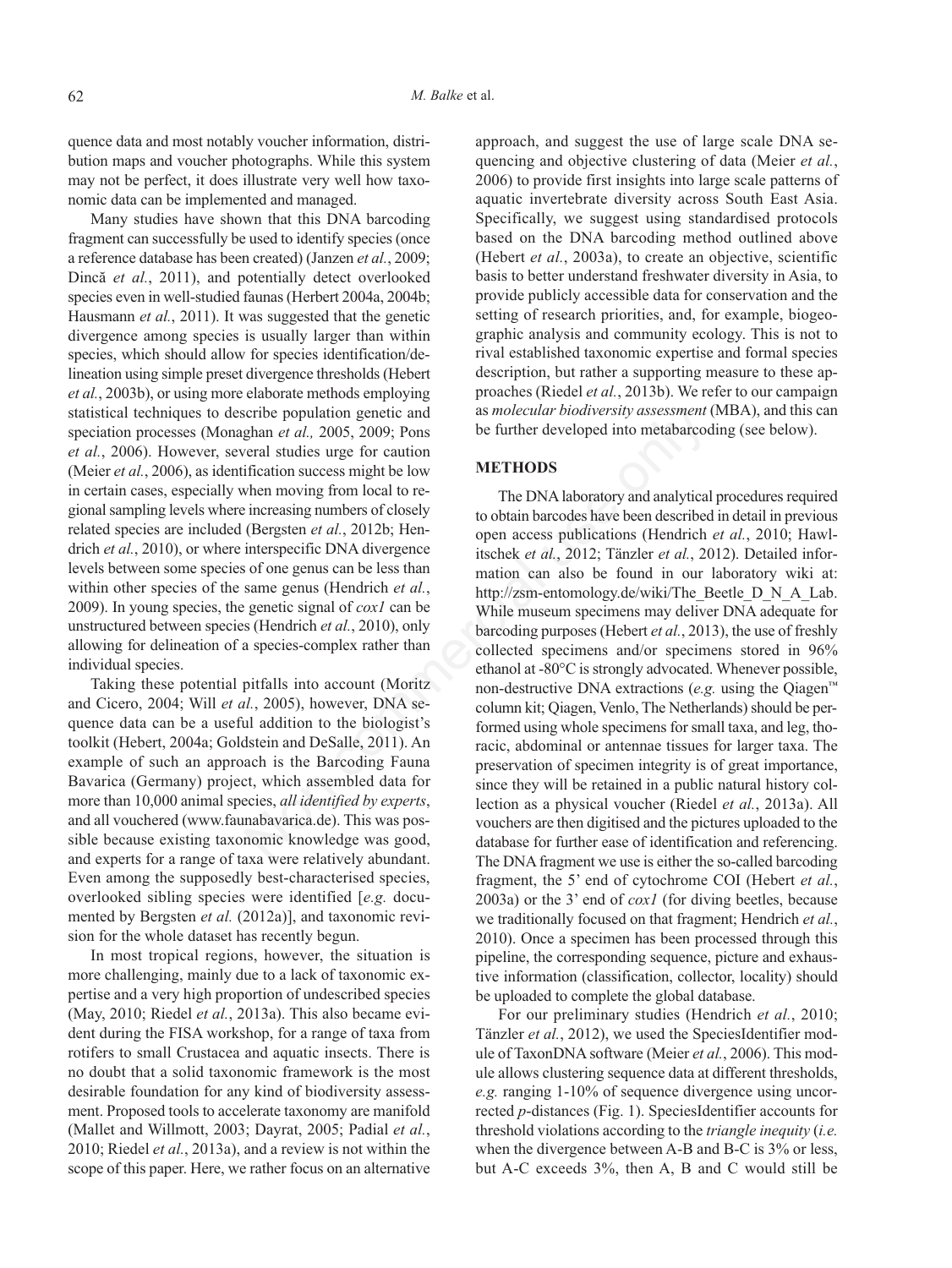quence data and most notably voucher information, distribution maps and voucher photographs. While this system may not be perfect, it does illustrate very well how taxonomic data can be implemented and managed.

Many studies have shown that this DNA barcoding fragment can successfully be used to identify species (once a reference database has been created) (Janzen *et al.*, 2009; Dincă *et al.*, 2011), and potentially detect overlooked species even in well-studied faunas (Herbert 2004a, 2004b; Hausmann *et al.*, 2011). It was suggested that the genetic divergence among species is usually larger than within species, which should allow for species identification/delineation using simple preset divergence thresholds (Hebert *et al.*, 2003b), or using more elaborate methods employing statistical techniques to describe population genetic and speciation processes (Monaghan *et al.,* 2005, 2009; Pons *et al.*, 2006). However, several studies urge for caution (Meier *et al.*, 2006), as identification success might be low in certain cases, especially when moving from local to regional sampling levels where increasing numbers of closely related species are included (Bergsten *et al.*, 2012b; Hendrich *et al.*, 2010), or where interspecific DNA divergence levels between some species of one genus can be less than within other species of the same genus (Hendrich *et al.*, 2009). In young species, the genetic signal of *cox1* can be unstructured between species (Hendrich *et al.*, 2010), only allowing for delineation of a species-complex rather than individual species.

Taking these potential pitfalls into account (Moritz and Cicero, 2004; Will *et al.*, 2005), however, DNA sequence data can be a useful addition to the biologist's toolkit (Hebert, 2004a; Goldstein and DeSalle, 2011). An example of such an approach is the Barcoding Fauna Bavarica (Germany) project, which assembled data for more than 10,000 animal species, *all identified by experts*, and all vouchered (www.faunabavarica.de). This was possible because existing taxonomic knowledge was good, and experts for a range of taxa were relatively abundant. Even among the supposedly best-characterised species, overlooked sibling species were identified [*e.g.* documented by Bergsten *et al.* (2012a)], and taxonomic revision for the whole dataset has recently begun.

In most tropical regions, however, the situation is more challenging, mainly due to a lack of taxonomic expertise and a very high proportion of undescribed species (May, 2010; Riedel *et al.*, 2013a). This also became evident during the FISA workshop, for a range of taxa from rotifers to small Crustacea and aquatic insects. There is no doubt that a solid taxonomic framework is the most desirable foundation for any kind of biodiversity assessment. Proposed tools to accelerate taxonomy are manifold (Mallet and Willmott, 2003; Dayrat, 2005; Padial *et al.*, 2010; Riedel *et al.*, 2013a), and a review is not within the scope of this paper. Here, we rather focus on an alternative approach, and suggest the use of large scale DNA sequencing and objective clustering of data (Meier *et al.*, 2006) to provide first insights into large scale patterns of aquatic invertebrate diversity across South East Asia. Specifically, we suggest using standardised protocols based on the DNA barcoding method outlined above (Hebert *et al.*, 2003a), to create an objective, scientific basis to better understand freshwater diversity in Asia, to provide publicly accessible data for conservation and the setting of research priorities, and, for example, biogeographic analysis and community ecology. This is not to rival established taxonomic expertise and formal species description, but rather a supporting measure to these approaches (Riedel *et al.*, 2013b). We refer to our campaign as *molecular biodiversity assessment* (MBA), and this can be further developed into metabarcoding (see below).

## METHODS

The DNA laboratory and analytical procedures required to obtain barcodes have been described in detail in previous open access publications (Hendrich *et al.*, 2010; Hawlitschek *et al.*, 2012; Tänzler *et al.*, 2012). Detailed information can also be found in our laboratory wiki at: http://zsm-entomology.de/wiki/The_Beetle_D_N_A_Lab. While museum specimens may deliver DNA adequate for barcoding purposes (Hebert *et al.*, 2013), the use of freshly collected specimens and/or specimens stored in 96% ethanol at -80°C is strongly advocated. Whenever possible, non-destructive DNA extractions (*e.g.* using the Qiagen™ column kit; Qiagen, Venlo, The Netherlands) should be performed using whole specimens for small taxa, and leg, thoracic, abdominal or antennae tissues for larger taxa. The preservation of specimen integrity is of great importance, since they will be retained in a public natural history collection as a physical voucher (Riedel *et al.*, 2013a). All vouchers are then digitised and the pictures uploaded to the database for further ease of identification and referencing. The DNA fragment we use is either the so-called barcoding fragment, the 5' end of cytochrome COI (Hebert *et al.*, 2003a) or the 3' end of *cox1* (for diving beetles, because we traditionally focused on that fragment; Hendrich *et al.*, 2010). Once a specimen has been processed through this pipeline, the corresponding sequence, picture and exhaustive information (classification, collector, locality) should be uploaded to complete the global database.

For our preliminary studies (Hendrich *et al.*, 2010; Tänzler *et al.*, 2012), we used the SpeciesIdentifier module of TaxonDNA software (Meier *et al.*, 2006). This module allows clustering sequence data at different thresholds, *e.g.* ranging 1-10% of sequence divergence using uncorrected *p*-distances (Fig. 1). SpeciesIdentifier accounts for threshold violations according to the *triangle inequity* (*i.e.* when the divergence between A-B and B-C is 3% or less, but A-C exceeds 3%, then A, B and C would still be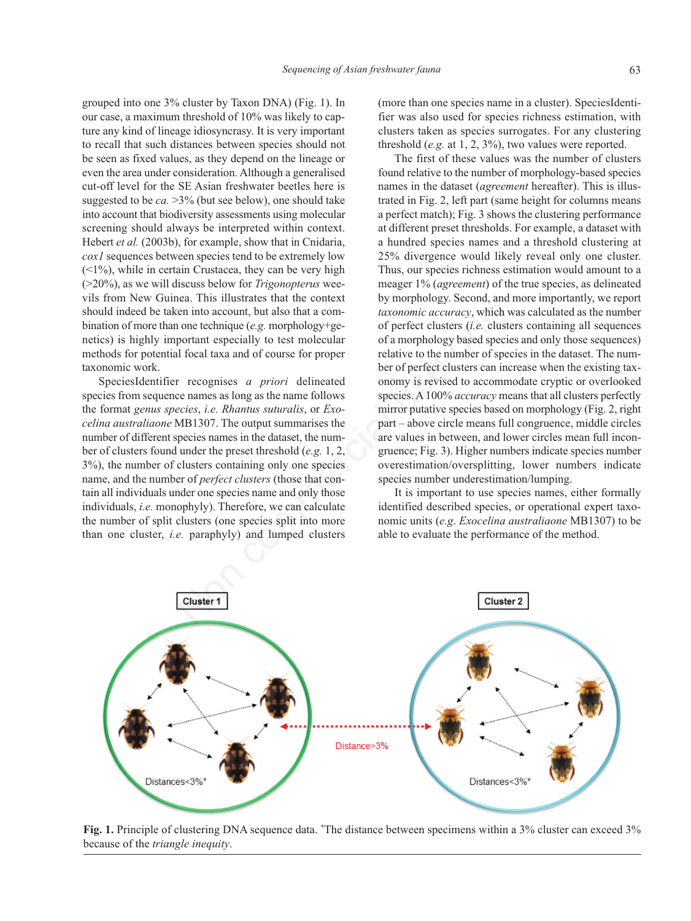grouped into one 3% cluster by Taxon DNA) (Fig. 1). In our case, a maximum threshold of 10% was likely to capture any kind of lineage idiosyncrasy. It is very important to recall that such distances between species should not be seen as fixed values, as they depend on the lineage or even the area under consideration. Although a generalised cut-off level for the SE Asian freshwater beetles here is suggested to be *ca.* >3% (but see below), one should take into account that biodiversity assessments using molecular screening should always be interpreted within context. Hebert *et al.* (2003b), for example, show that in Cnidaria, *cox1* sequences between species tend to be extremely low (<1%), while in certain Crustacea, they can be very high (>20%), as we will discuss below for *Trigonopterus* weevils from New Guinea. This illustrates that the context should indeed be taken into account, but also that a combination of more than one technique (*e.g.* morphology+genetics) is highly important especially to test molecular methods for potential focal taxa and of course for proper taxonomic work.

SpeciesIdentifier recognises *a priori* delineated species from sequence names as long as the name follows the format *genus species*, *i.e. Rhantus suturalis*, or *Exocelina australiaone* MB1307. The output summarises the number of different species names in the dataset, the number of clusters found under the preset threshold (*e.g.* 1, 2, 3%), the number of clusters containing only one species name, and the number of *perfect clusters* (those that contain all individuals under one species name and only those individuals, *i.e.* monophyly). Therefore, we can calculate the number of split clusters (one species split into more than one cluster, *i.e.* paraphyly) and lumped clusters (more than one species name in a cluster). SpeciesIdentifier was also used for species richness estimation, with clusters taken as species surrogates. For any clustering threshold (*e.g.* at 1, 2, 3%), two values were reported.

The first of these values was the number of clusters found relative to the number of morphology-based species names in the dataset (*agreement* hereafter). This is illustrated in Fig. 2, left part (same height for columns means a perfect match); Fig. 3 shows the clustering performance at different preset thresholds. For example, a dataset with a hundred species names and a threshold clustering at 25% divergence would likely reveal only one cluster. Thus, our species richness estimation would amount to a meager 1% (*agreement*) of the true species, as delineated by morphology. Second, and more importantly, we report *taxonomic accuracy*, which was calculated as the number of perfect clusters (*i.e.* clusters containing all sequences of a morphology based species and only those sequences) relative to the number of species in the dataset. The number of perfect clusters can increase when the existing taxonomy is revised to accommodate cryptic or overlooked species. A 100% *accuracy* means that all clusters perfectly mirror putative species based on morphology (Fig. 2, right part – above circle means full congruence, middle circles are values in between, and lower circles mean full incongruence; Fig. 3). Higher numbers indicate species number overestimation/oversplitting, lower numbers indicate species number underestimation/lumping.

It is important to use species names, either formally identified described species, or operational expert taxonomic units (*e.g. Exocelina australiaone* MB1307) to be able to evaluate the performance of the method.

Cluster 1

Distances<3%*

Distance>3%

Cluster 2

Distances<3%*

**Fig. 1.** Principle of clustering DNA sequence data. *The distance between specimens within a 3% cluster can exceed 3% because of the *triangle inequity*.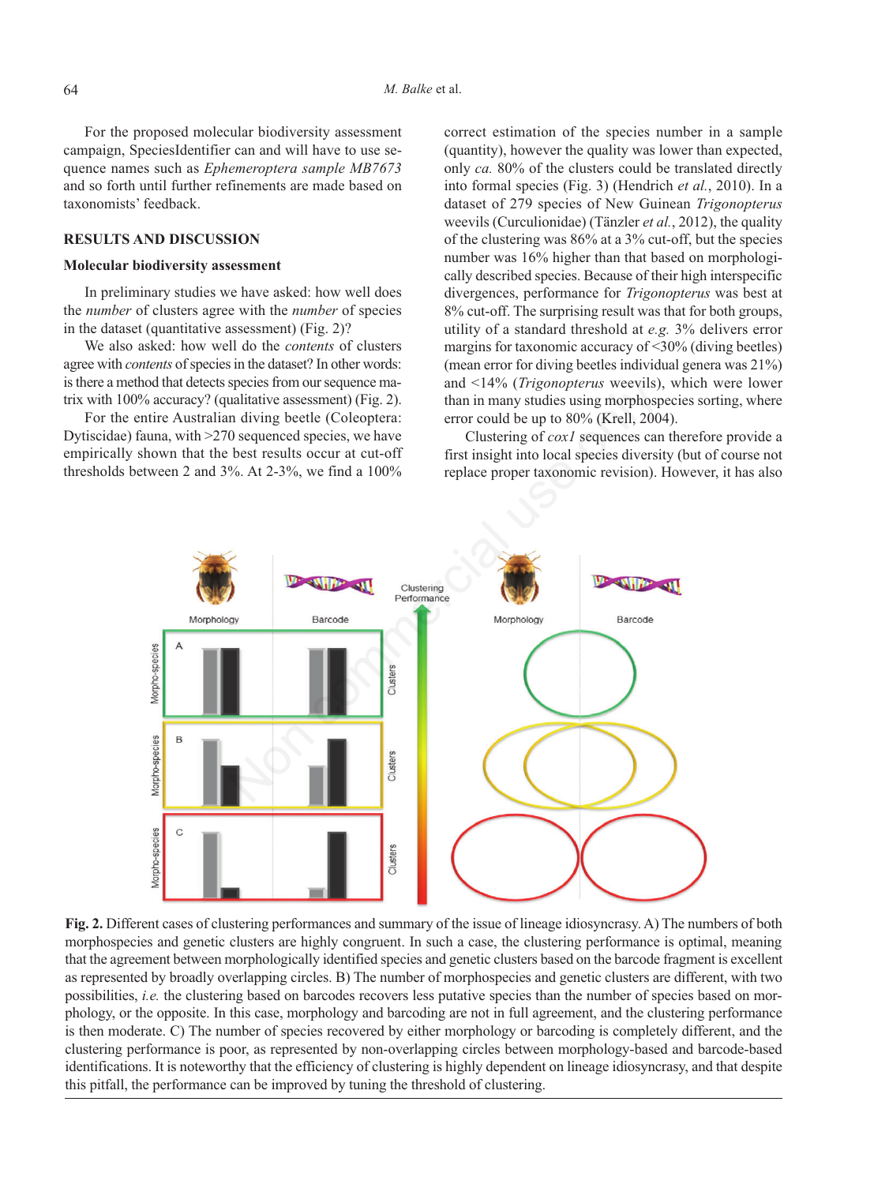For the proposed molecular biodiversity assessment campaign, SpeciesIdentifier can and will have to use sequence names such as *Ephemeroptera sample MB7673* and so forth until further refinements are made based on taxonomists' feedback.

## RESULTS AND DISCUSSION

### Molecular biodiversity assessment

In preliminary studies we have asked: how well does the *number* of clusters agree with the *number* of species in the dataset (quantitative assessment) (Fig. 2)?

We also asked: how well do the *contents* of clusters agree with *contents* of species in the dataset? In other words: is there a method that detects species from our sequence matrix with 100% accuracy? (qualitative assessment) (Fig. 2).

For the entire Australian diving beetle (Coleoptera: Dytiscidae) fauna, with >270 sequenced species, we have empirically shown that the best results occur at cut-off thresholds between 2 and 3%. At 2-3%, we find a 100% correct estimation of the species number in a sample (quantity), however the quality was lower than expected, only *ca.* 80% of the clusters could be translated directly into formal species (Fig. 3) (Hendrich *et al.*, 2010). In a dataset of 279 species of New Guinean *Trigonopterus* weevils (Curculionidae) (Tänzler *et al.*, 2012), the quality of the clustering was 86% at a 3% cut-off, but the species number was 16% higher than that based on morphologically described species. Because of their high interspecific divergences, performance for *Trigonopterus* was best at 8% cut-off. The surprising result was that for both groups, utility of a standard threshold at *e.g.* 3% delivers error margins for taxonomic accuracy of <30% (diving beetles) (mean error for diving beetles individual genera was 21%) and <14% (*Trigonopterus* weevils), which were lower than in many studies using morphospecies sorting, where error could be up to 80% (Krell, 2004).

Clustering of *cox1* sequences can therefore provide a first insight into local species diversity (but of course not replace proper taxonomic revision). However, it has also

Morphology
Barcode
Clustering Performance
Morphology
Barcode
A
B
C
Morpho-species
Clusters

**Fig. 2.** Different cases of clustering performances and summary of the issue of lineage idiosyncrasy. A) The numbers of both morphospecies and genetic clusters are highly congruent. In such a case, the clustering performance is optimal, meaning that the agreement between morphologically identified species and genetic clusters based on the barcode fragment is excellent as represented by broadly overlapping circles. B) The number of morphospecies and genetic clusters are different, with two possibilities, *i.e.* the clustering based on barcodes recovers less putative species than the number of species based on morphology, or the opposite. In this case, morphology and barcoding are not in full agreement, and the clustering performance is then moderate. C) The number of species recovered by either morphology or barcoding is completely different, and the clustering performance is poor, as represented by non-overlapping circles between morphology-based and barcode-based identifications. It is noteworthy that the efficiency of clustering is highly dependent on lineage idiosyncrasy, and that despite this pitfall, the performance can be improved by tuning the threshold of clustering.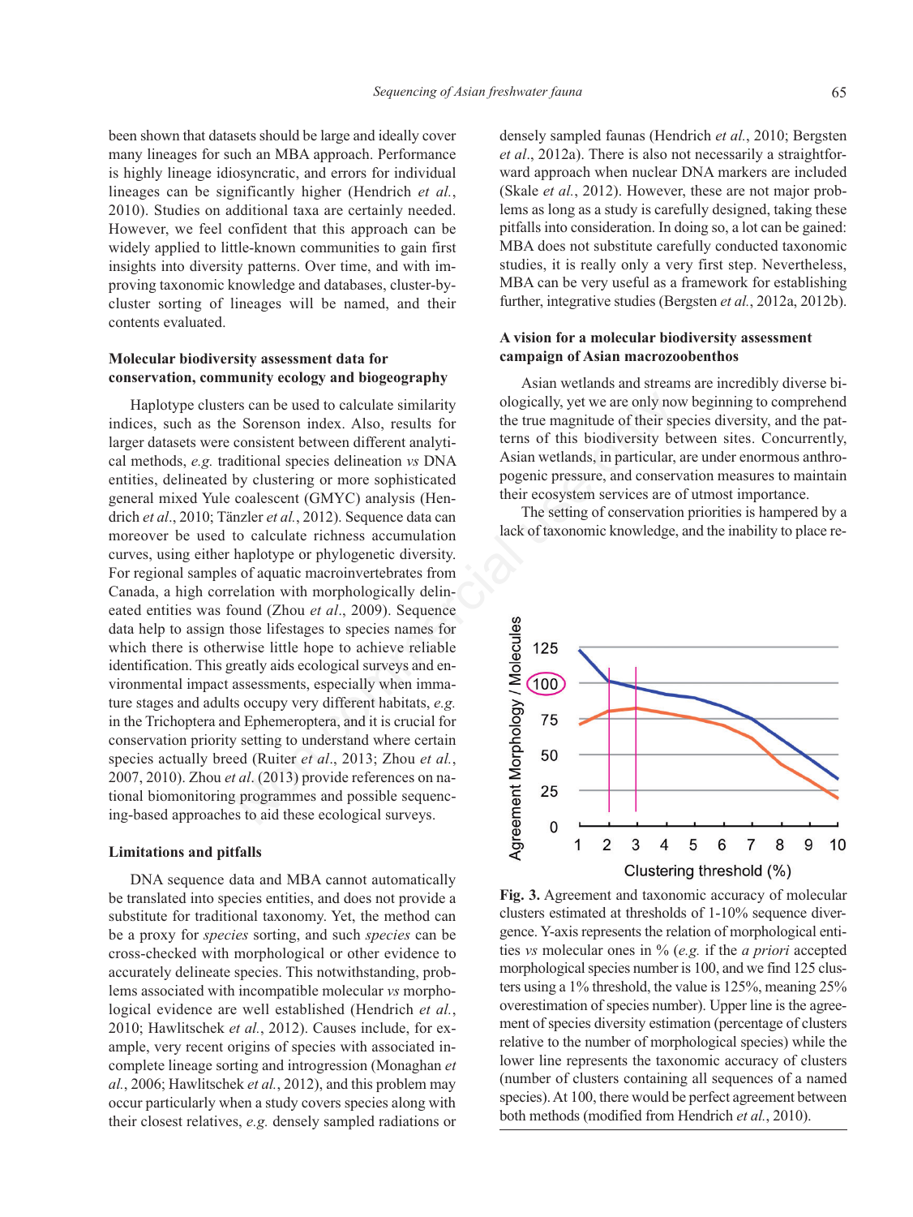been shown that datasets should be large and ideally cover many lineages for such an MBA approach. Performance is highly lineage idiosyncratic, and errors for individual lineages can be significantly higher (Hendrich *et al.*, 2010). Studies on additional taxa are certainly needed. However, we feel confident that this approach can be widely applied to little-known communities to gain first insights into diversity patterns. Over time, and with improving taxonomic knowledge and databases, cluster-by-cluster sorting of lineages will be named, and their contents evaluated.

### Molecular biodiversity assessment data for conservation, community ecology and biogeography

Haplotype clusters can be used to calculate similarity indices, such as the Sorenson index. Also, results for larger datasets were consistent between different analytical methods, *e.g.* traditional species delineation *vs* DNA entities, delineated by clustering or more sophisticated general mixed Yule coalescent (GMYC) analysis (Hendrich *et al*., 2010; Tänzler *et al.*, 2012). Sequence data can moreover be used to calculate richness accumulation curves, using either haplotype or phylogenetic diversity. For regional samples of aquatic macroinvertebrates from Canada, a high correlation with morphologically delineated entities was found (Zhou *et al*., 2009). Sequence data help to assign those lifestages to species names for which there is otherwise little hope to achieve reliable identification. This greatly aids ecological surveys and environmental impact assessments, especially when immature stages and adults occupy very different habitats, *e.g.* in the Trichoptera and Ephemeroptera, and it is crucial for conservation priority setting to understand where certain species actually breed (Ruiter *et al*., 2013; Zhou *et al.*, 2007, 2010). Zhou *et al*. (2013) provide references on national biomonitoring programmes and possible sequencing-based approaches to aid these ecological surveys.

### Limitations and pitfalls

DNA sequence data and MBA cannot automatically be translated into species entities, and does not provide a substitute for traditional taxonomy. Yet, the method can be a proxy for *species* sorting, and such *species* can be cross-checked with morphological or other evidence to accurately delineate species. This notwithstanding, problems associated with incompatible molecular *vs* morphological evidence are well established (Hendrich *et al.*, 2010; Hawlitschek *et al.*, 2012). Causes include, for example, very recent origins of species with associated incomplete lineage sorting and introgression (Monaghan *et al.*, 2006; Hawlitschek *et al.*, 2012), and this problem may occur particularly when a study covers species along with their closest relatives, *e.g.* densely sampled radiations or densely sampled faunas (Hendrich *et al.*, 2010; Bergsten *et al*., 2012a). There is also not necessarily a straightforward approach when nuclear DNA markers are included (Skale *et al.*, 2012). However, these are not major problems as long as a study is carefully designed, taking these pitfalls into consideration. In doing so, a lot can be gained: MBA does not substitute carefully conducted taxonomic studies, it is really only a very first step. Nevertheless, MBA can be very useful as a framework for establishing further, integrative studies (Bergsten *et al.*, 2012a, 2012b).

### A vision for a molecular biodiversity assessment campaign of Asian macrozoobenthos

Asian wetlands and streams are incredibly diverse biologically, yet we are only now beginning to comprehend the true magnitude of their species diversity, and the patterns of this biodiversity between sites. Concurrently, Asian wetlands, in particular, are under enormous anthropogenic pressure, and conservation measures to maintain their ecosystem services are of utmost importance.

The setting of conservation priorities is hampered by a lack of taxonomic knowledge, and the inability to place re-

Agreement Morphology / Molecules

125
100
75
50
25
0

1 2 3 4 5 6 7 8 9 10

Clustering threshold (%)

**Fig. 3.** Agreement and taxonomic accuracy of molecular clusters estimated at thresholds of 1-10% sequence divergence. Y-axis represents the relation of morphological entities *vs* molecular ones in % (*e.g.* if the *a priori* accepted morphological species number is 100, and we find 125 clusters using a 1% threshold, the value is 125%, meaning 25% overestimation of species number). Upper line is the agreement of species diversity estimation (percentage of clusters relative to the number of morphological species) while the lower line represents the taxonomic accuracy of clusters (number of clusters containing all sequences of a named species). At 100, there would be perfect agreement between both methods (modified from Hendrich *et al.*, 2010).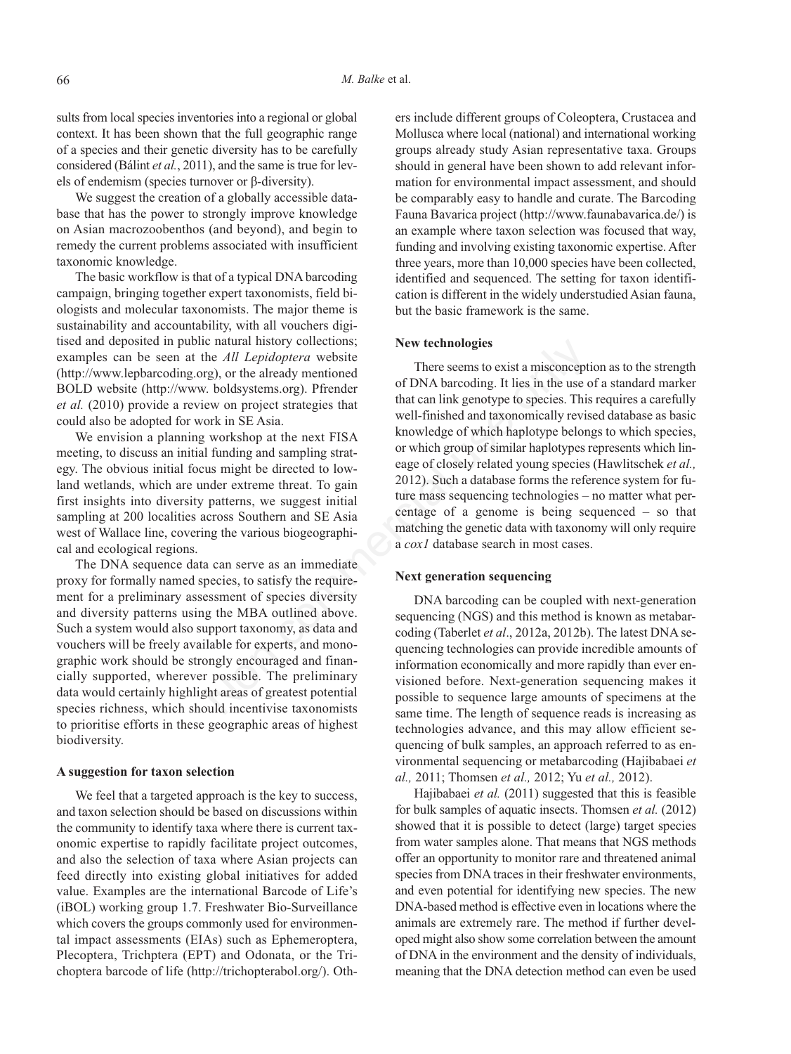sults from local species inventories into a regional or global context. It has been shown that the full geographic range of a species and their genetic diversity has to be carefully considered (Bálint *et al.*, 2011), and the same is true for levels of endemism (species turnover or β-diversity).

We suggest the creation of a globally accessible database that has the power to strongly improve knowledge on Asian macrozoobenthos (and beyond), and begin to remedy the current problems associated with insufficient taxonomic knowledge.

The basic workflow is that of a typical DNA barcoding campaign, bringing together expert taxonomists, field biologists and molecular taxonomists. The major theme is sustainability and accountability, with all vouchers digitised and deposited in public natural history collections; examples can be seen at the *All Lepidoptera* website (http://www.lepbarcoding.org), or the already mentioned BOLD website (http://www. boldsystems.org). Pfrender *et al.* (2010) provide a review on project strategies that could also be adopted for work in SE Asia.

We envision a planning workshop at the next FISA meeting, to discuss an initial funding and sampling strategy. The obvious initial focus might be directed to lowland wetlands, which are under extreme threat. To gain first insights into diversity patterns, we suggest initial sampling at 200 localities across Southern and SE Asia west of Wallace line, covering the various biogeographical and ecological regions.

The DNA sequence data can serve as an immediate proxy for formally named species, to satisfy the requirement for a preliminary assessment of species diversity and diversity patterns using the MBA outlined above. Such a system would also support taxonomy, as data and vouchers will be freely available for experts, and monographic work should be strongly encouraged and financially supported, wherever possible. The preliminary data would certainly highlight areas of greatest potential species richness, which should incentivise taxonomists to prioritise efforts in these geographic areas of highest biodiversity.

### A suggestion for taxon selection

We feel that a targeted approach is the key to success, and taxon selection should be based on discussions within the community to identify taxa where there is current taxonomic expertise to rapidly facilitate project outcomes, and also the selection of taxa where Asian projects can feed directly into existing global initiatives for added value. Examples are the international Barcode of Life's (iBOL) working group 1.7. Freshwater Bio-Surveillance which covers the groups commonly used for environmental impact assessments (EIAs) such as Ephemeroptera, Plecoptera, Trichptera (EPT) and Odonata, or the Trichoptera barcode of life (http://trichopterabol.org/). Others include different groups of Coleoptera, Crustacea and Mollusca where local (national) and international working groups already study Asian representative taxa. Groups should in general have been shown to add relevant information for environmental impact assessment, and should be comparably easy to handle and curate. The Barcoding Fauna Bavarica project (http://www.faunabavarica.de/) is an example where taxon selection was focused that way, funding and involving existing taxonomic expertise. After three years, more than 10,000 species have been collected, identified and sequenced. The setting for taxon identification is different in the widely understudied Asian fauna, but the basic framework is the same.

### New technologies

There seems to exist a misconception as to the strength of DNA barcoding. It lies in the use of a standard marker that can link genotype to species. This requires a carefully well-finished and taxonomically revised database as basic knowledge of which haplotype belongs to which species, or which group of similar haplotypes represents which lineage of closely related young species (Hawlitschek *et al.,* 2012). Such a database forms the reference system for future mass sequencing technologies – no matter what percentage of a genome is being sequenced – so that matching the genetic data with taxonomy will only require a *cox1* database search in most cases.

### Next generation sequencing

DNA barcoding can be coupled with next-generation sequencing (NGS) and this method is known as metabarcoding (Taberlet *et al*., 2012a, 2012b). The latest DNA sequencing technologies can provide incredible amounts of information economically and more rapidly than ever envisioned before. Next-generation sequencing makes it possible to sequence large amounts of specimens at the same time. The length of sequence reads is increasing as technologies advance, and this may allow efficient sequencing of bulk samples, an approach referred to as environmental sequencing or metabarcoding (Hajibabaei *et al.,* 2011; Thomsen *et al.,* 2012; Yu *et al.,* 2012).

Hajibabaei *et al.* (2011) suggested that this is feasible for bulk samples of aquatic insects. Thomsen *et al.* (2012) showed that it is possible to detect (large) target species from water samples alone. That means that NGS methods offer an opportunity to monitor rare and threatened animal species from DNA traces in their freshwater environments, and even potential for identifying new species. The new DNA-based method is effective even in locations where the animals are extremely rare. The method if further developed might also show some correlation between the amount of DNA in the environment and the density of individuals, meaning that the DNA detection method can even be used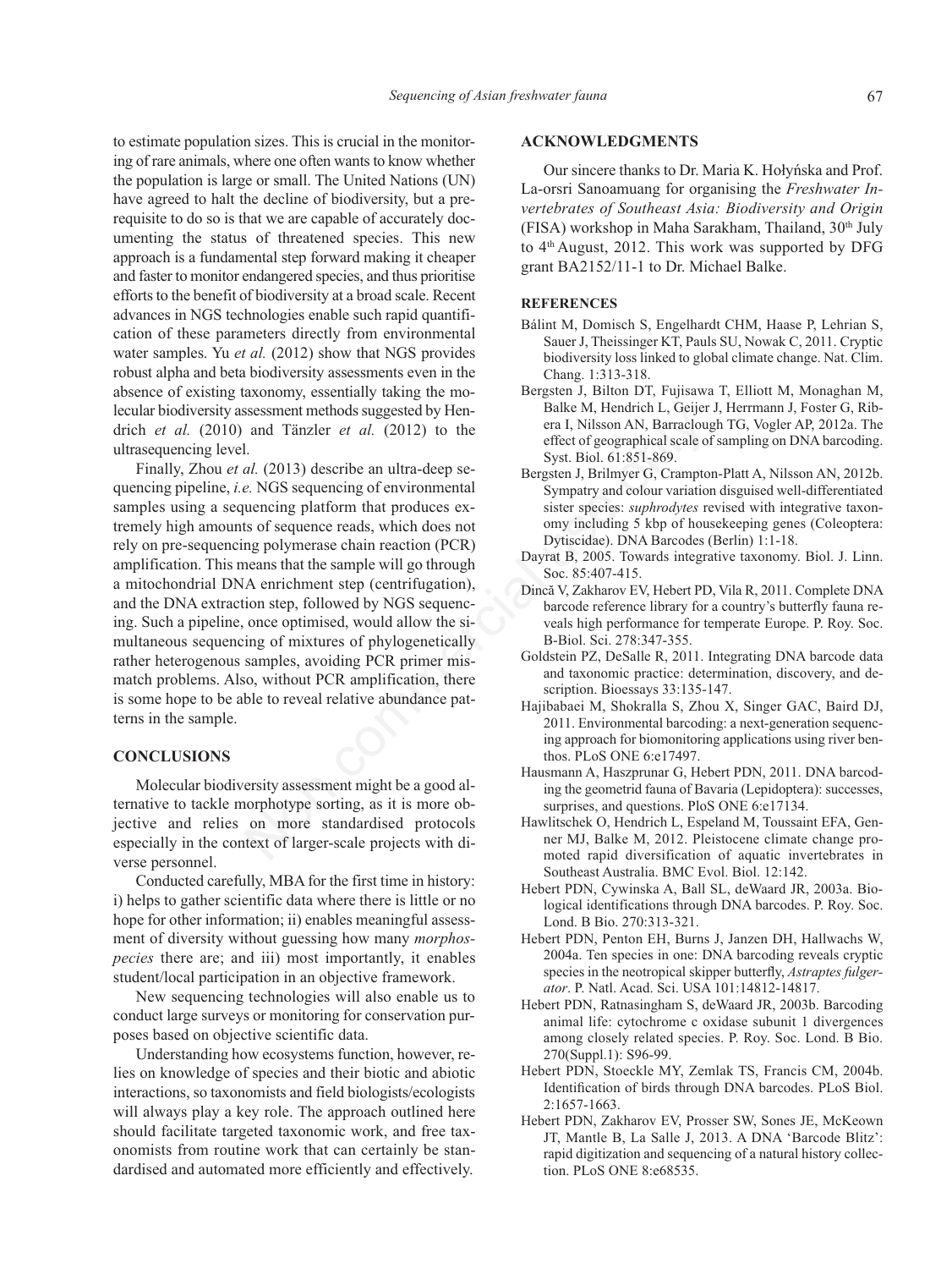to estimate population sizes. This is crucial in the monitoring of rare animals, where one often wants to know whether the population is large or small. The United Nations (UN) have agreed to halt the decline of biodiversity, but a prerequisite to do so is that we are capable of accurately documenting the status of threatened species. This new approach is a fundamental step forward making it cheaper and faster to monitor endangered species, and thus prioritise efforts to the benefit of biodiversity at a broad scale. Recent advances in NGS technologies enable such rapid quantification of these parameters directly from environmental water samples. Yu *et al.* (2012) show that NGS provides robust alpha and beta biodiversity assessments even in the absence of existing taxonomy, essentially taking the molecular biodiversity assessment methods suggested by Hendrich *et al.* (2010) and Tänzler *et al.* (2012) to the ultrasequencing level.

Finally, Zhou *et al.* (2013) describe an ultra-deep sequencing pipeline, *i.e.* NGS sequencing of environmental samples using a sequencing platform that produces extremely high amounts of sequence reads, which does not rely on pre-sequencing polymerase chain reaction (PCR) amplification. This means that the sample will go through a mitochondrial DNA enrichment step (centrifugation), and the DNA extraction step, followed by NGS sequencing. Such a pipeline, once optimised, would allow the simultaneous sequencing of mixtures of phylogenetically rather heterogenous samples, avoiding PCR primer mismatch problems. Also, without PCR amplification, there is some hope to be able to reveal relative abundance patterns in the sample.

## CONCLUSIONS

Molecular biodiversity assessment might be a good alternative to tackle morphotype sorting, as it is more objective and relies on more standardised protocols especially in the context of larger-scale projects with diverse personnel.

Conducted carefully, MBA for the first time in history: i) helps to gather scientific data where there is little or no hope for other information; ii) enables meaningful assessment of diversity without guessing how many *morphospecies* there are; and iii) most importantly, it enables student/local participation in an objective framework.

New sequencing technologies will also enable us to conduct large surveys or monitoring for conservation purposes based on objective scientific data.

Understanding how ecosystems function, however, relies on knowledge of species and their biotic and abiotic interactions, so taxonomists and field biologists/ecologists will always play a key role. The approach outlined here should facilitate targeted taxonomic work, and free taxonomists from routine work that can certainly be standardised and automated more efficiently and effectively.

## ACKNOWLEDGMENTS

Our sincere thanks to Dr. Maria K. Hołyńska and Prof. La-orsri Sanoamuang for organising the *Freshwater Invertebrates of Southeast Asia: Biodiversity and Origin* (FISA) workshop in Maha Sarakham, Thailand, 30th July to 4th August, 2012. This work was supported by DFG grant BA2152/11-1 to Dr. Michael Balke.

## REFERENCES

Bálint M, Domisch S, Engelhardt CHM, Haase P, Lehrian S, Sauer J, Theissinger KT, Pauls SU, Nowak C, 2011. Cryptic biodiversity loss linked to global climate change. Nat. Clim. Chang. 1:313-318.

Bergsten J, Bilton DT, Fujisawa T, Elliott M, Monaghan M, Balke M, Hendrich L, Geijer J, Herrmann J, Foster G, Ribera I, Nilsson AN, Barraclough TG, Vogler AP, 2012a. The effect of geographical scale of sampling on DNA barcoding. Syst. Biol. 61:851-869.

Bergsten J, Brilmyer G, Crampton-Platt A, Nilsson AN, 2012b. Sympatry and colour variation disguised well-differentiated sister species: *suphrodytes* revised with integrative taxonomy including 5 kbp of housekeeping genes (Coleoptera: Dytiscidae). DNA Barcodes (Berlin) 1:1-18.

Dayrat B, 2005. Towards integrative taxonomy. Biol. J. Linn. Soc. 85:407-415.

Dincă V, Zakharov EV, Hebert PD, Vila R, 2011. Complete DNA barcode reference library for a country's butterfly fauna reveals high performance for temperate Europe. P. Roy. Soc. B-Biol. Sci. 278:347-355.

Goldstein PZ, DeSalle R, 2011. Integrating DNA barcode data and taxonomic practice: determination, discovery, and description. Bioessays 33:135-147.

Hajibabaei M, Shokralla S, Zhou X, Singer GAC, Baird DJ, 2011. Environmental barcoding: a next-generation sequencing approach for biomonitoring applications using river benthos. PLoS ONE 6:e17497.

Hausmann A, Haszprunar G, Hebert PDN, 2011. DNA barcoding the geometrid fauna of Bavaria (Lepidoptera): successes, surprises, and questions. PloS ONE 6:e17134.

Hawlitschek O, Hendrich L, Espeland M, Toussaint EFA, Genner MJ, Balke M, 2012. Pleistocene climate change promoted rapid diversification of aquatic invertebrates in Southeast Australia. BMC Evol. Biol. 12:142.

Hebert PDN, Cywinska A, Ball SL, deWaard JR, 2003a. Biological identifications through DNA barcodes. P. Roy. Soc. Lond. B Bio. 270:313-321.

Hebert PDN, Penton EH, Burns J, Janzen DH, Hallwachs W, 2004a. Ten species in one: DNA barcoding reveals cryptic species in the neotropical skipper butterfly, *Astraptes fulgerator*. P. Natl. Acad. Sci. USA 101:14812-14817.

Hebert PDN, Ratnasingham S, deWaard JR, 2003b. Barcoding animal life: cytochrome c oxidase subunit 1 divergences among closely related species. P. Roy. Soc. Lond. B Bio. 270(Suppl.1): S96-99.

Hebert PDN, Stoeckle MY, Zemlak TS, Francis CM, 2004b. Identification of birds through DNA barcodes. PLoS Biol. 2:1657-1663.

Hebert PDN, Zakharov EV, Prosser SW, Sones JE, McKeown JT, Mantle B, La Salle J, 2013. A DNA 'Barcode Blitz': rapid digitization and sequencing of a natural history collection. PLoS ONE 8:e68535.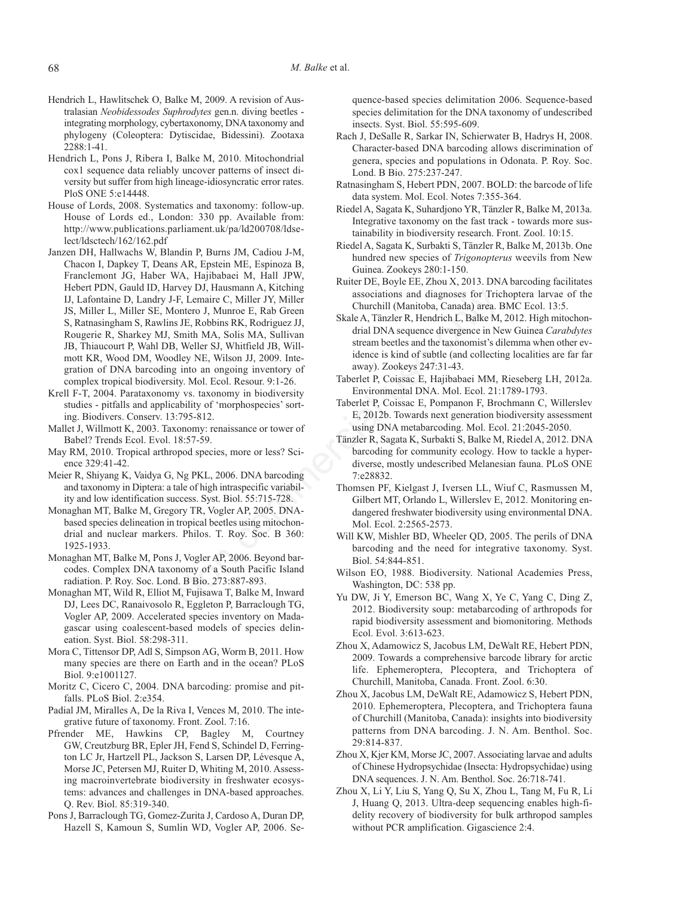Hendrich L, Hawlitschek O, Balke M, 2009. A revision of Australasian *Neobidessodes Suphrodytes* gen.n. diving beetles - integrating morphology, cybertaxonomy, DNA taxonomy and phylogeny (Coleoptera: Dytiscidae, Bidessini). Zootaxa 2288:1-41.

Hendrich L, Pons J, Ribera I, Balke M, 2010. Mitochondrial cox1 sequence data reliably uncover patterns of insect diversity but suffer from high lineage-idiosyncratic error rates. PloS ONE 5:e14448.

House of Lords, 2008. Systematics and taxonomy: follow-up. House of Lords ed., London: 330 pp. Available from: http://www.publications.parliament.uk/pa/ld200708/ldselect/ldsctech/162/162.pdf

Janzen DH, Hallwachs W, Blandin P, Burns JM, Cadiou J-M, Chacon I, Dapkey T, Deans AR, Epstein ME, Espinoza B, Franclemont JG, Haber WA, Hajibabaei M, Hall JPW, Hebert PDN, Gauld ID, Harvey DJ, Hausmann A, Kitching IJ, Lafontaine D, Landry J-F, Lemaire C, Miller JY, Miller JS, Miller L, Miller SE, Montero J, Munroe E, Rab Green S, Ratnasingham S, Rawlins JE, Robbins RK, Rodriguez JJ, Rougerie R, Sharkey MJ, Smith MA, Solis MA, Sullivan JB, Thiaucourt P, Wahl DB, Weller SJ, Whitfield JB, Willmott KR, Wood DM, Woodley NE, Wilson JJ, 2009. Integration of DNA barcoding into an ongoing inventory of complex tropical biodiversity. Mol. Ecol. Resour. 9:1-26.

Krell F-T, 2004. Parataxonomy vs. taxonomy in biodiversity studies - pitfalls and applicability of 'morphospecies' sorting. Biodivers. Conserv. 13:795-812.

Mallet J, Willmott K, 2003. Taxonomy: renaissance or tower of Babel? Trends Ecol. Evol. 18:57-59.

May RM, 2010. Tropical arthropod species, more or less? Science 329:41-42.

Meier R, Shiyang K, Vaidya G, Ng PKL, 2006. DNA barcoding and taxonomy in Diptera: a tale of high intraspecific variability and low identification success. Syst. Biol. 55:715-728.

Monaghan MT, Balke M, Gregory TR, Vogler AP, 2005. DNA-based species delineation in tropical beetles using mitochondrial and nuclear markers. Philos. T. Roy. Soc. B 360: 1925-1933.

Monaghan MT, Balke M, Pons J, Vogler AP, 2006. Beyond barcodes. Complex DNA taxonomy of a South Pacific Island radiation. P. Roy. Soc. Lond. B Bio. 273:887-893.

Monaghan MT, Wild R, Elliot M, Fujisawa T, Balke M, Inward DJ, Lees DC, Ranaivosolo R, Eggleton P, Barraclough TG, Vogler AP, 2009. Accelerated species inventory on Madagascar using coalescent-based models of species delineation. Syst. Biol. 58:298-311.

Mora C, Tittensor DP, Adl S, Simpson AG, Worm B, 2011. How many species are there on Earth and in the ocean? PLoS Biol. 9:e1001127.

Moritz C, Cicero C, 2004. DNA barcoding: promise and pitfalls. PLoS Biol. 2:e354.

Padial JM, Miralles A, De la Riva I, Vences M, 2010. The integrative future of taxonomy. Front. Zool. 7:16.

Pfrender ME, Hawkins CP, Bagley M, Courtney GW, Creutzburg BR, Epler JH, Fend S, Schindel D, Ferrington LC Jr, Hartzell PL, Jackson S, Larsen DP, Lévesque A, Morse JC, Petersen MJ, Ruiter D, Whiting M, 2010. Assessing macroinvertebrate biodiversity in freshwater ecosystems: advances and challenges in DNA-based approaches. Q. Rev. Biol. 85:319-340.

Pons J, Barraclough TG, Gomez-Zurita J, Cardoso A, Duran DP, Hazell S, Kamoun S, Sumlin WD, Vogler AP, 2006. Sequence-based species delimitation 2006. Sequence-based species delimitation for the DNA taxonomy of undescribed insects. Syst. Biol. 55:595-609.

Rach J, DeSalle R, Sarkar IN, Schierwater B, Hadrys H, 2008. Character-based DNA barcoding allows discrimination of genera, species and populations in Odonata. P. Roy. Soc. Lond. B Bio. 275:237-247.

Ratnasingham S, Hebert PDN, 2007. BOLD: the barcode of life data system. Mol. Ecol. Notes 7:355-364.

Riedel A, Sagata K, Suhardjono YR, Tänzler R, Balke M, 2013a. Integrative taxonomy on the fast track - towards more sustainability in biodiversity research. Front. Zool. 10:15.

Riedel A, Sagata K, Surbakti S, Tänzler R, Balke M, 2013b. One hundred new species of *Trigonopterus* weevils from New Guinea. Zookeys 280:1-150.

Ruiter DE, Boyle EE, Zhou X, 2013. DNA barcoding facilitates associations and diagnoses for Trichoptera larvae of the Churchill (Manitoba, Canada) area. BMC Ecol. 13:5.

Skale A, Tänzler R, Hendrich L, Balke M, 2012. High mitochondrial DNA sequence divergence in New Guinea *Carabdytes* stream beetles and the taxonomist's dilemma when other evidence is kind of subtle (and collecting localities are far far away). Zookeys 247:31-43.

Taberlet P, Coissac E, Hajibabaei MM, Rieseberg LH, 2012a. Environmental DNA. Mol. Ecol. 21:1789-1793.

Taberlet P, Coissac E, Pompanon F, Brochmann C, Willerslev E, 2012b. Towards next generation biodiversity assessment using DNA metabarcoding. Mol. Ecol. 21:2045-2050.

Tänzler R, Sagata K, Surbakti S, Balke M, Riedel A, 2012. DNA barcoding for community ecology. How to tackle a hyperdiverse, mostly undescribed Melanesian fauna. PLoS ONE 7:e28832.

Thomsen PF, Kielgast J, Iversen LL, Wiuf C, Rasmussen M, Gilbert MT, Orlando L, Willerslev E, 2012. Monitoring endangered freshwater biodiversity using environmental DNA. Mol. Ecol. 2:2565-2573.

Will KW, Mishler BD, Wheeler QD, 2005. The perils of DNA barcoding and the need for integrative taxonomy. Syst. Biol. 54:844-851.

Wilson EO, 1988. Biodiversity. National Academies Press, Washington, DC: 538 pp.

Yu DW, Ji Y, Emerson BC, Wang X, Ye C, Yang C, Ding Z, 2012. Biodiversity soup: metabarcoding of arthropods for rapid biodiversity assessment and biomonitoring. Methods Ecol. Evol. 3:613-623.

Zhou X, Adamowicz S, Jacobus LM, DeWalt RE, Hebert PDN, 2009. Towards a comprehensive barcode library for arctic life. Ephemeroptera, Plecoptera, and Trichoptera of Churchill, Manitoba, Canada. Front. Zool. 6:30.

Zhou X, Jacobus LM, DeWalt RE, Adamowicz S, Hebert PDN, 2010. Ephemeroptera, Plecoptera, and Trichoptera fauna of Churchill (Manitoba, Canada): insights into biodiversity patterns from DNA barcoding. J. N. Am. Benthol. Soc. 29:814-837.

Zhou X, Kjer KM, Morse JC, 2007. Associating larvae and adults of Chinese Hydropsychidae (Insecta: Hydropsychidae) using DNA sequences. J. N. Am. Benthol. Soc. 26:718-741.

Zhou X, Li Y, Liu S, Yang Q, Su X, Zhou L, Tang M, Fu R, Li J, Huang Q, 2013. Ultra-deep sequencing enables high-fidelity recovery of biodiversity for bulk arthropod samples without PCR amplification. Gigascience 2:4.